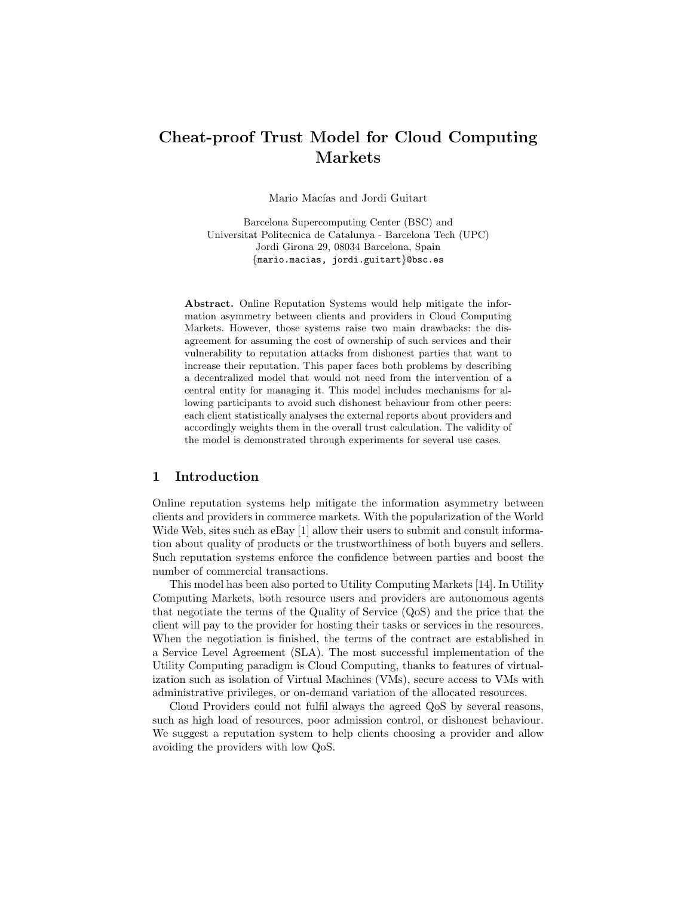# Cheat-proof Trust Model for Cloud Computing Markets

Mario Macías and Jordi Guitart

Barcelona Supercomputing Center (BSC) and
Universitat Politecnica de Catalunya - Barcelona Tech (UPC)
Jordi Girona 29, 08034 Barcelona, Spain
{mario.macias, jordi.guitart}@bsc.es

**Abstract.** Online Reputation Systems would help mitigate the information asymmetry between clients and providers in Cloud Computing Markets. However, those systems raise two main drawbacks: the disagreement for assuming the cost of ownership of such services and their vulnerability to reputation attacks from dishonest parties that want to increase their reputation. This paper faces both problems by describing a decentralized model that would not need from the intervention of a central entity for managing it. This model includes mechanisms for allowing participants to avoid such dishonest behaviour from other peers: each client statistically analyses the external reports about providers and accordingly weights them in the overall trust calculation. The validity of the model is demonstrated through experiments for several use cases.

## 1 Introduction

Online reputation systems help mitigate the information asymmetry between clients and providers in commerce markets. With the popularization of the World Wide Web, sites such as eBay [1] allow their users to submit and consult information about quality of products or the trustworthiness of both buyers and sellers. Such reputation systems enforce the confidence between parties and boost the number of commercial transactions.

This model has been also ported to Utility Computing Markets [14]. In Utility Computing Markets, both resource users and providers are autonomous agents that negotiate the terms of the Quality of Service (QoS) and the price that the client will pay to the provider for hosting their tasks or services in the resources. When the negotiation is finished, the terms of the contract are established in a Service Level Agreement (SLA). The most successful implementation of the Utility Computing paradigm is Cloud Computing, thanks to features of virtualization such as isolation of Virtual Machines (VMs), secure access to VMs with administrative privileges, or on-demand variation of the allocated resources.

Cloud Providers could not fulfil always the agreed QoS by several reasons, such as high load of resources, poor admission control, or dishonest behaviour. We suggest a reputation system to help clients choosing a provider and allow avoiding the providers with low QoS.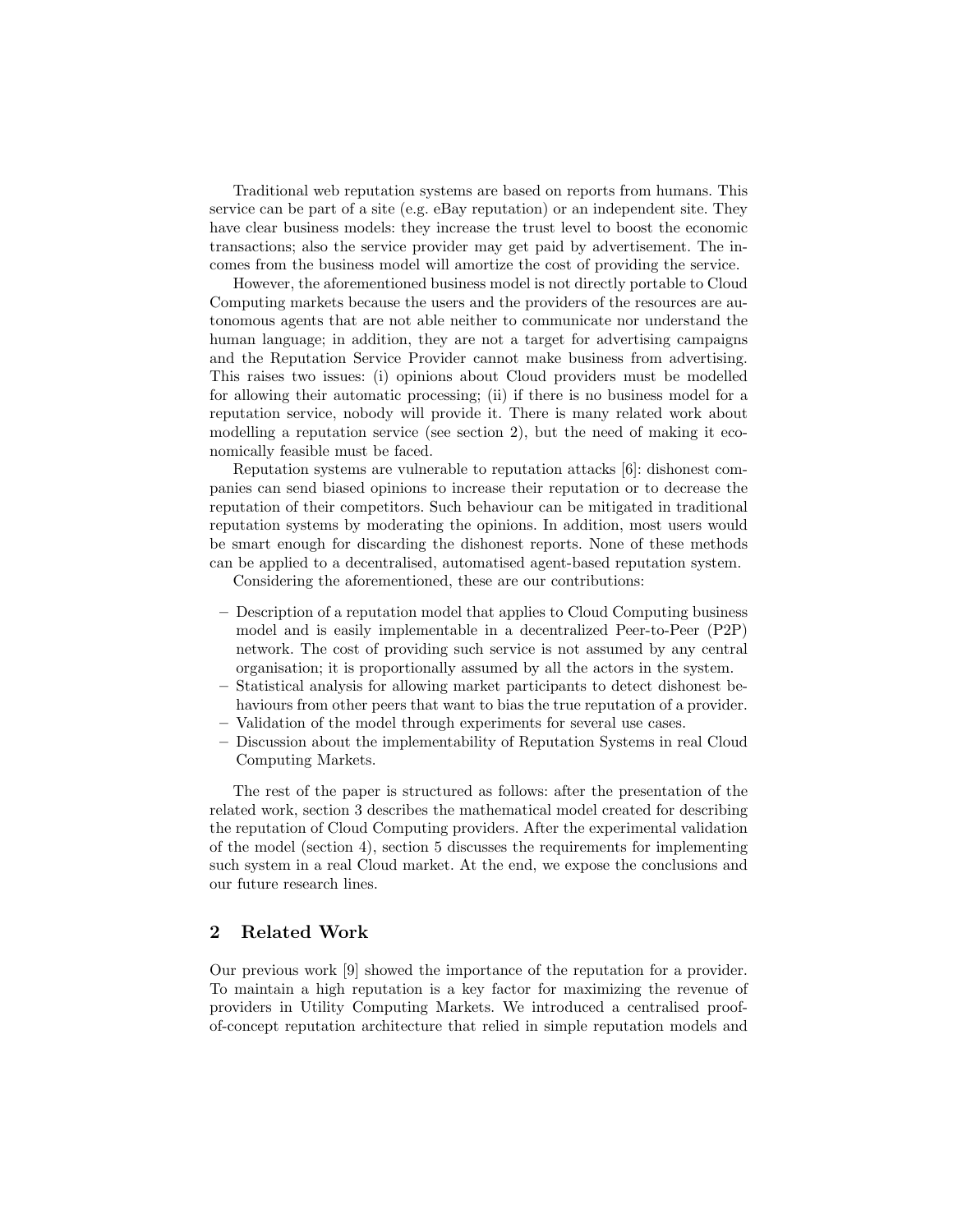Traditional web reputation systems are based on reports from humans. This service can be part of a site (e.g. eBay reputation) or an independent site. They have clear business models: they increase the trust level to boost the economic transactions; also the service provider may get paid by advertisement. The incomes from the business model will amortize the cost of providing the service.

However, the aforementioned business model is not directly portable to Cloud Computing markets because the users and the providers of the resources are autonomous agents that are not able neither to communicate nor understand the human language; in addition, they are not a target for advertising campaigns and the Reputation Service Provider cannot make business from advertising. This raises two issues: (i) opinions about Cloud providers must be modelled for allowing their automatic processing; (ii) if there is no business model for a reputation service, nobody will provide it. There is many related work about modelling a reputation service (see section 2), but the need of making it economically feasible must be faced.

Reputation systems are vulnerable to reputation attacks [6]: dishonest companies can send biased opinions to increase their reputation or to decrease the reputation of their competitors. Such behaviour can be mitigated in traditional reputation systems by moderating the opinions. In addition, most users would be smart enough for discarding the dishonest reports. None of these methods can be applied to a decentralised, automatised agent-based reputation system.

Considering the aforementioned, these are our contributions:

- Description of a reputation model that applies to Cloud Computing business model and is easily implementable in a decentralized Peer-to-Peer (P2P) network. The cost of providing such service is not assumed by any central organisation; it is proportionally assumed by all the actors in the system.
- Statistical analysis for allowing market participants to detect dishonest behaviours from other peers that want to bias the true reputation of a provider.
- Validation of the model through experiments for several use cases.
- Discussion about the implementability of Reputation Systems in real Cloud Computing Markets.

The rest of the paper is structured as follows: after the presentation of the related work, section 3 describes the mathematical model created for describing the reputation of Cloud Computing providers. After the experimental validation of the model (section 4), section 5 discusses the requirements for implementing such system in a real Cloud market. At the end, we expose the conclusions and our future research lines.

## 2 Related Work

Our previous work [9] showed the importance of the reputation for a provider. To maintain a high reputation is a key factor for maximizing the revenue of providers in Utility Computing Markets. We introduced a centralised proof-of-concept reputation architecture that relied in simple reputation models and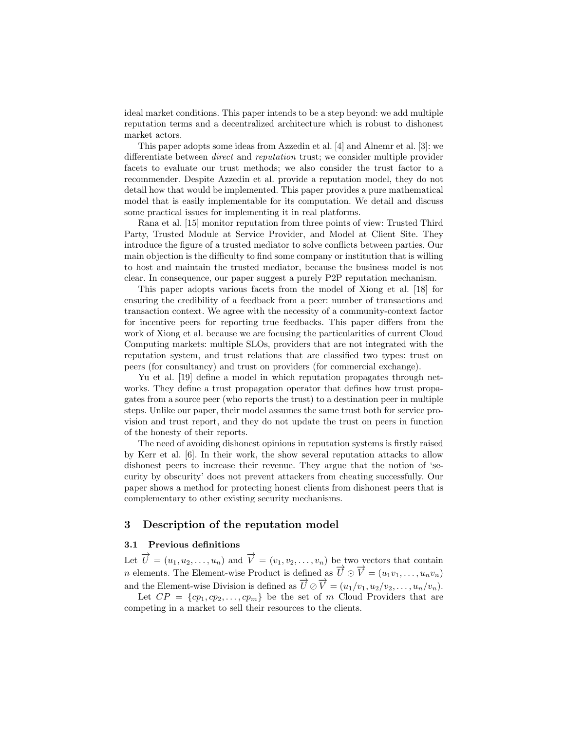ideal market conditions. This paper intends to be a step beyond: we add multiple reputation terms and a decentralized architecture which is robust to dishonest market actors.

This paper adopts some ideas from Azzedin et al. [4] and Alnemr et al. [3]: we differentiate between *direct* and *reputation* trust; we consider multiple provider facets to evaluate our trust methods; we also consider the trust factor to a recommender. Despite Azzedin et al. provide a reputation model, they do not detail how that would be implemented. This paper provides a pure mathematical model that is easily implementable for its computation. We detail and discuss some practical issues for implementing it in real platforms.

Rana et al. [15] monitor reputation from three points of view: Trusted Third Party, Trusted Module at Service Provider, and Model at Client Site. They introduce the figure of a trusted mediator to solve conflicts between parties. Our main objection is the difficulty to find some company or institution that is willing to host and maintain the trusted mediator, because the business model is not clear. In consequence, our paper suggest a purely P2P reputation mechanism.

This paper adopts various facets from the model of Xiong et al. [18] for ensuring the credibility of a feedback from a peer: number of transactions and transaction context. We agree with the necessity of a community-context factor for incentive peers for reporting true feedbacks. This paper differs from the work of Xiong et al. because we are focusing the particularities of current Cloud Computing markets: multiple SLOs, providers that are not integrated with the reputation system, and trust relations that are classified two types: trust on peers (for consultancy) and trust on providers (for commercial exchange).

Yu et al. [19] define a model in which reputation propagates through networks. They define a trust propagation operator that defines how trust propagates from a source peer (who reports the trust) to a destination peer in multiple steps. Unlike our paper, their model assumes the same trust both for service provision and trust report, and they do not update the trust on peers in function of the honesty of their reports.

The need of avoiding dishonest opinions in reputation systems is firstly raised by Kerr et al. [6]. In their work, the show several reputation attacks to allow dishonest peers to increase their revenue. They argue that the notion of 'security by obscurity' does not prevent attackers from cheating successfully. Our paper shows a method for protecting honest clients from dishonest peers that is complementary to other existing security mechanisms.

## 3 Description of the reputation model

### 3.1 Previous definitions

Let $\overrightarrow{U} = (u_1, u_2, \ldots, u_n)$ and $\overrightarrow{V} = (v_1, v_2, \ldots, v_n)$ be two vectors that contain $n$ elements. The Element-wise Product is defined as $\overrightarrow{U} \odot \overrightarrow{V} = (u_1 v_1, \ldots, u_n v_n)$ and the Element-wise Division is defined as $\overrightarrow{U} \oslash \overrightarrow{V} = (u_1/v_1, u_2/v_2, \ldots, u_n/v_n)$.

Let $CP = \{cp_1, cp_2, \ldots, cp_m\}$ be the set of $m$ Cloud Providers that are competing in a market to sell their resources to the clients.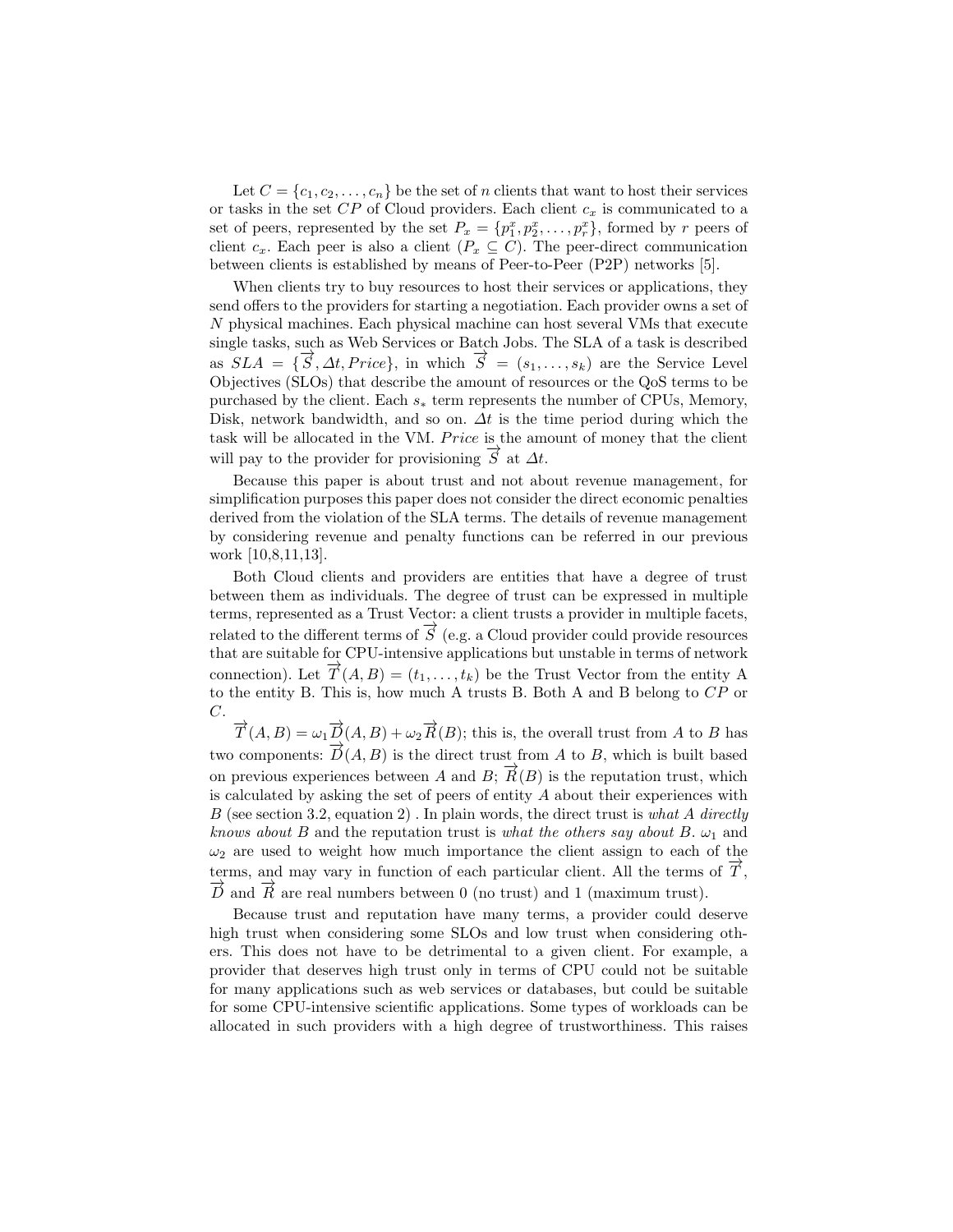Let $C = \{c_1, c_2, \ldots, c_n\}$ be the set of $n$ clients that want to host their services or tasks in the set $CP$ of Cloud providers. Each client $c_x$ is communicated to a set of peers, represented by the set $P_x = \{p_1^x, p_2^x, \ldots, p_r^x\}$, formed by $r$ peers of client $c_x$. Each peer is also a client ($P_x \subseteq C$). The peer-direct communication between clients is established by means of Peer-to-Peer (P2P) networks [5].

When clients try to buy resources to host their services or applications, they send offers to the providers for starting a negotiation. Each provider owns a set of $N$ physical machines. Each physical machine can host several VMs that execute single tasks, such as Web Services or Batch Jobs. The SLA of a task is described as $SLA = \{\overrightarrow{S}, \Delta t, Price\}$, in which $\overrightarrow{S} = (s_1, \ldots, s_k)$ are the Service Level Objectives (SLOs) that describe the amount of resources or the QoS terms to be purchased by the client. Each $s_*$ term represents the number of CPUs, Memory, Disk, network bandwidth, and so on. $\Delta t$ is the time period during which the task will be allocated in the VM. $Price$ is the amount of money that the client will pay to the provider for provisioning $\overrightarrow{S}$ at $\Delta t$.

Because this paper is about trust and not about revenue management, for simplification purposes this paper does not consider the direct economic penalties derived from the violation of the SLA terms. The details of revenue management by considering revenue and penalty functions can be referred in our previous work [10,8,11,13].

Both Cloud clients and providers are entities that have a degree of trust between them as individuals. The degree of trust can be expressed in multiple terms, represented as a Trust Vector: a client trusts a provider in multiple facets, related to the different terms of $\overrightarrow{S}$ (e.g. a Cloud provider could provide resources that are suitable for CPU-intensive applications but unstable in terms of network connection). Let $\overrightarrow{T}(A, B) = (t_1, \ldots, t_k)$ be the Trust Vector from the entity A to the entity B. This is, how much A trusts B. Both A and B belong to $CP$ or $C$.

$\overrightarrow{T}(A, B) = \omega_1 \overrightarrow{D}(A, B) + \omega_2 \overrightarrow{R}(B)$; this is, the overall trust from $A$ to $B$ has two components: $\overrightarrow{D}(A, B)$ is the direct trust from $A$ to $B$, which is built based on previous experiences between $A$ and $B$; $\overrightarrow{R}(B)$ is the reputation trust, which is calculated by asking the set of peers of entity $A$ about their experiences with $B$ (see section 3.2, equation 2) . In plain words, the direct trust is *what A directly knows about B* and the reputation trust is *what the others say about B*. $\omega_1$ and $\omega_2$ are used to weight how much importance the client assign to each of the terms, and may vary in function of each particular client. All the terms of $\overrightarrow{T}$, $\overrightarrow{D}$ and $\overrightarrow{R}$ are real numbers between 0 (no trust) and 1 (maximum trust).

Because trust and reputation have many terms, a provider could deserve high trust when considering some SLOs and low trust when considering others. This does not have to be detrimental to a given client. For example, a provider that deserves high trust only in terms of CPU could not be suitable for many applications such as web services or databases, but could be suitable for some CPU-intensive scientific applications. Some types of workloads can be allocated in such providers with a high degree of trustworthiness. This raises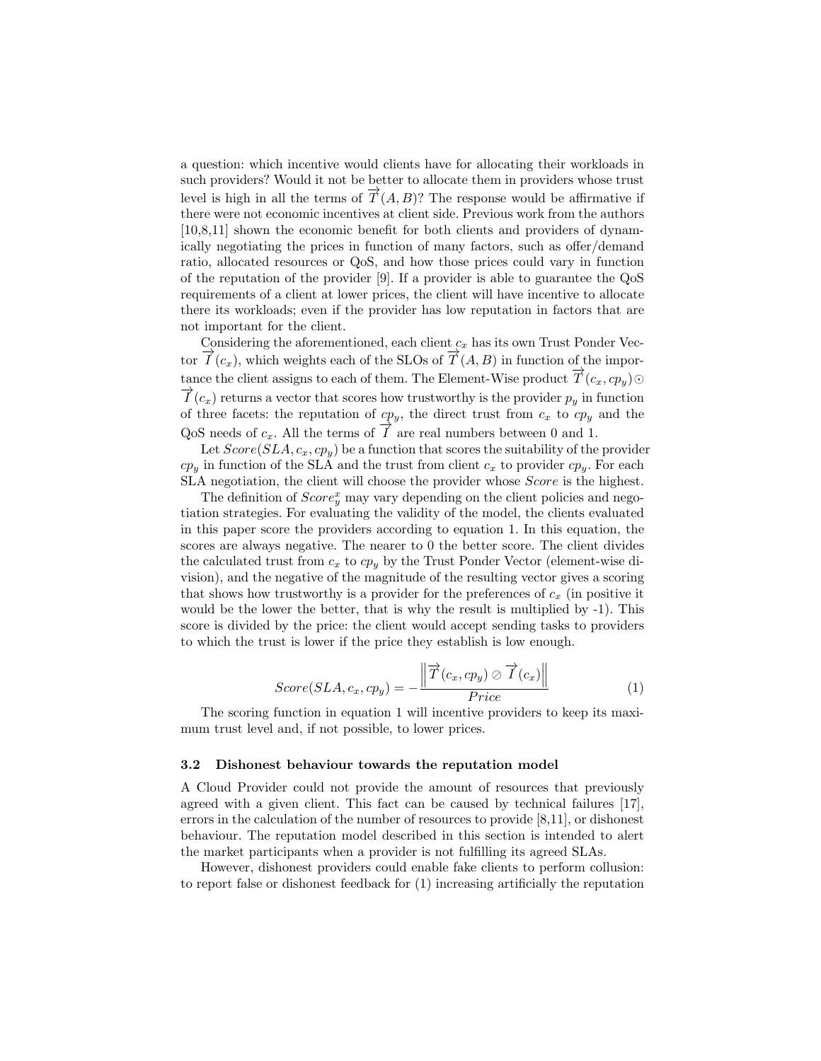a question: which incentive would clients have for allocating their workloads in such providers? Would it not be better to allocate them in providers whose trust level is high in all the terms of $\overrightarrow{T}(A, B)$? The response would be affirmative if there were not economic incentives at client side. Previous work from the authors [10,8,11] shown the economic benefit for both clients and providers of dynamically negotiating the prices in function of many factors, such as offer/demand ratio, allocated resources or QoS, and how those prices could vary in function of the reputation of the provider [9]. If a provider is able to guarantee the QoS requirements of a client at lower prices, the client will have incentive to allocate there its workloads; even if the provider has low reputation in factors that are not important for the client.

Considering the aforementioned, each client $c_x$ has its own Trust Ponder Vector $\overrightarrow{I}(c_x)$, which weights each of the SLOs of $\overrightarrow{T}(A, B)$ in function of the importance the client assigns to each of them. The Element-Wise product $\overrightarrow{T}(c_x, cp_y) \odot \overrightarrow{I}(c_x)$ returns a vector that scores how trustworthy is the provider $p_y$ in function of three facets: the reputation of $cp_y$, the direct trust from $c_x$ to $cp_y$ and the QoS needs of $c_x$. All the terms of $\overrightarrow{I}$ are real numbers between 0 and 1.

Let $Score(SLA, c_x, cp_y)$ be a function that scores the suitability of the provider $cp_y$ in function of the SLA and the trust from client $c_x$ to provider $cp_y$. For each SLA negotiation, the client will choose the provider whose $Score$ is the highest.

The definition of $Score_y^x$ may vary depending on the client policies and negotiation strategies. For evaluating the validity of the model, the clients evaluated in this paper score the providers according to equation 1. In this equation, the scores are always negative. The nearer to 0 the better score. The client divides the calculated trust from $c_x$ to $cp_y$ by the Trust Ponder Vector (element-wise division), and the negative of the magnitude of the resulting vector gives a scoring that shows how trustworthy is a provider for the preferences of $c_x$ (in positive it would be the lower the better, that is why the result is multiplied by -1). This score is divided by the price: the client would accept sending tasks to providers to which the trust is lower if the price they establish is low enough.

$$Score(SLA, c_x, cp_y) = -\frac{\left\| \overrightarrow{T}(c_x, cp_y) \oslash \overrightarrow{I}(c_x) \right\|}{Price} \tag{1}$$

The scoring function in equation 1 will incentive providers to keep its maximum trust level and, if not possible, to lower prices.

### 3.2 Dishonest behaviour towards the reputation model

A Cloud Provider could not provide the amount of resources that previously agreed with a given client. This fact can be caused by technical failures [17], errors in the calculation of the number of resources to provide [8,11], or dishonest behaviour. The reputation model described in this section is intended to alert the market participants when a provider is not fulfilling its agreed SLAs.

However, dishonest providers could enable fake clients to perform collusion: to report false or dishonest feedback for (1) increasing artificially the reputation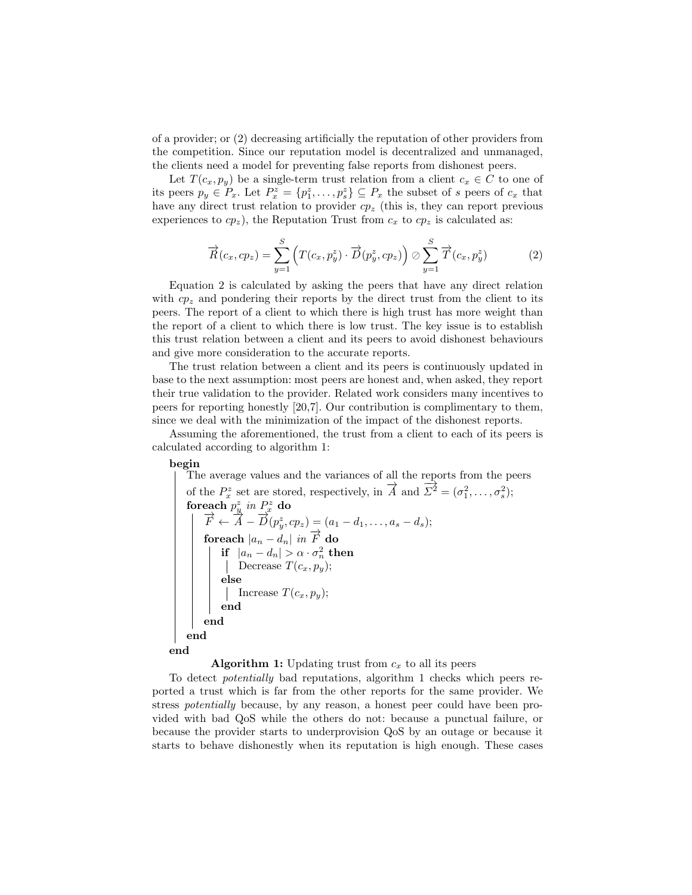of a provider; or (2) decreasing artificially the reputation of other providers from the competition. Since our reputation model is decentralized and unmanaged, the clients need a model for preventing false reports from dishonest peers.

Let $T(c_x, p_y)$ be a single-term trust relation from a client $c_x \in C$ to one of its peers $p_y \in P_x$. Let $P_x^z = \{p_1^z, \ldots, p_s^z\} \subseteq P_x$ the subset of $s$ peers of $c_x$ that have any direct trust relation to provider $cp_z$ (this is, they can report previous experiences to $cp_z$), the Reputation Trust from $c_x$ to $cp_z$ is calculated as:

$$\overrightarrow{R}(c_x, cp_z) = \sum_{y=1}^{S} \left( T(c_x, p_y^z) \cdot \overrightarrow{D}(p_y^z, cp_z) \right) \oslash \sum_{y=1}^{S} \overrightarrow{T}(c_x, p_y^z) \tag{2}$$

Equation 2 is calculated by asking the peers that have any direct relation with $cp_z$ and pondering their reports by the direct trust from the client to its peers. The report of a client to which there is high trust has more weight than the report of a client to which there is low trust. The key issue is to establish this trust relation between a client and its peers to avoid dishonest behaviours and give more consideration to the accurate reports.

The trust relation between a client and its peers is continuously updated in base to the next assumption: most peers are honest and, when asked, they report their true validation to the provider. Related work considers many incentives to peers for reporting honestly [20,7]. Our contribution is complimentary to them, since we deal with the minimization of the impact of the dishonest reports.

Assuming the aforementioned, the trust from a client to each of its peers is calculated according to algorithm 1:

```
begin
    The average values and the variances of all the reports from the peers
    of the P_x^z set are stored, respectively, in A⃗ and Σ⃗² = (σ_1², ..., σ_s²);
    foreach p_y^z in P_x^z do
        F⃗ ← A⃗ − D⃗(p_y^z, cp_z) = (a_1 − d_1, ..., a_s − d_s);
        foreach |a_n − d_n| in F⃗ do
            if |a_n − d_n| > α · σ_n² then
                Decrease T(c_x, p_y);
            else
                Increase T(c_x, p_y);
            end
        end
    end
end
```

**Algorithm 1:** Updating trust from $c_x$ to all its peers

To detect *potentially* bad reputations, algorithm 1 checks which peers reported a trust which is far from the other reports for the same provider. We stress *potentially* because, by any reason, a honest peer could have been provided with bad QoS while the others do not: because a punctual failure, or because the provider starts to underprovision QoS by an outage or because it starts to behave dishonestly when its reputation is high enough. These cases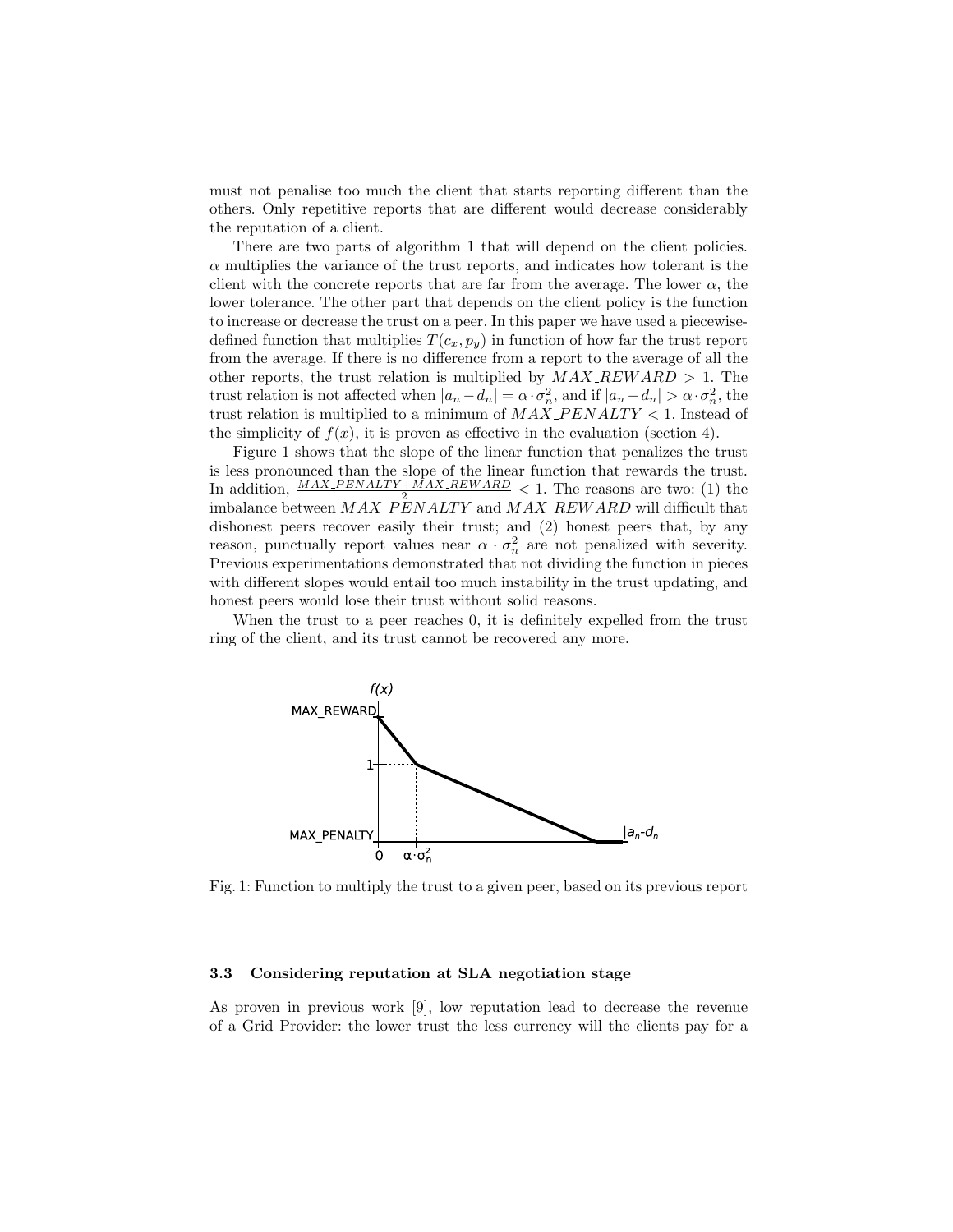must not penalise too much the client that starts reporting different than the others. Only repetitive reports that are different would decrease considerably the reputation of a client.

There are two parts of algorithm 1 that will depend on the client policies. $\alpha$ multiplies the variance of the trust reports, and indicates how tolerant is the client with the concrete reports that are far from the average. The lower $\alpha$, the lower tolerance. The other part that depends on the client policy is the function to increase or decrease the trust on a peer. In this paper we have used a piecewise-defined function that multiplies $T(c_x, p_y)$ in function of how far the trust report from the average. If there is no difference from a report to the average of all the other reports, the trust relation is multiplied by $MAX\_REWARD > 1$. The trust relation is not affected when $|a_n - d_n| = \alpha \cdot \sigma_n^2$, and if $|a_n - d_n| > \alpha \cdot \sigma_n^2$, the trust relation is multiplied to a minimum of $MAX\_PENALTY < 1$. Instead of the simplicity of $f(x)$, it is proven as effective in the evaluation (section 4).

Figure 1 shows that the slope of the linear function that penalizes the trust is less pronounced than the slope of the linear function that rewards the trust. In addition, $\frac{MAX\_PENALTY + MAX\_REWARD}{2} < 1$. The reasons are two: (1) the imbalance between $MAX\_PENALTY$ and $MAX\_REWARD$ will difficult that dishonest peers recover easily their trust; and (2) honest peers that, by any reason, punctually report values near $\alpha \cdot \sigma_n^2$ are not penalized with severity. Previous experimentations demonstrated that not dividing the function in pieces with different slopes would entail too much instability in the trust updating, and honest peers would lose their trust without solid reasons.

When the trust to a peer reaches 0, it is definitely expelled from the trust ring of the client, and its trust cannot be recovered any more.

f(x)
MAX_REWARD
1
MAX_PENALTY
0
$\alpha \cdot \sigma_n^2$
$|a_n - d_n|$

Fig. 1: Function to multiply the trust to a given peer, based on its previous report

### 3.3 Considering reputation at SLA negotiation stage

As proven in previous work [9], low reputation lead to decrease the revenue of a Grid Provider: the lower trust the less currency will the clients pay for a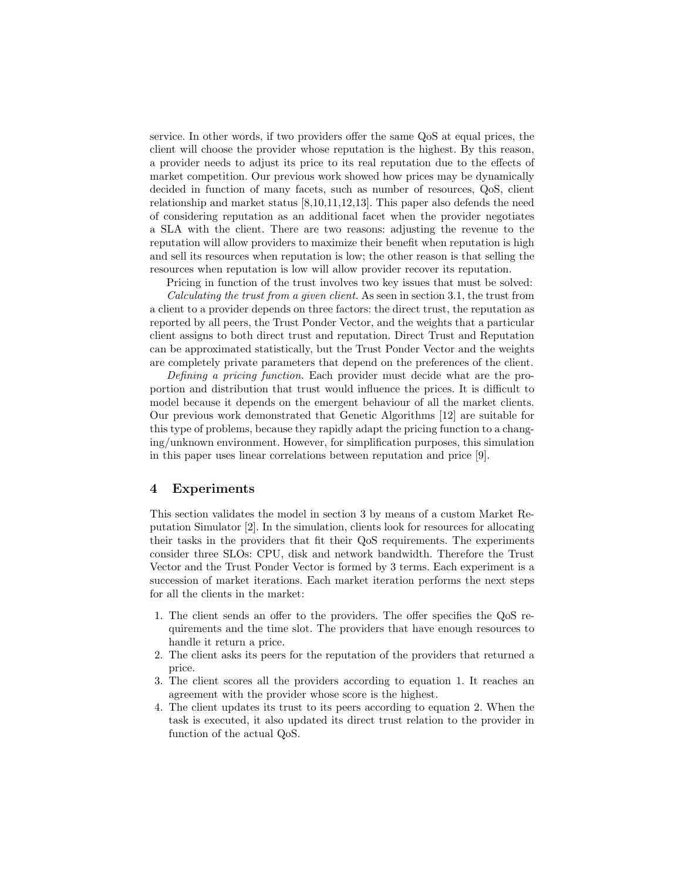service. In other words, if two providers offer the same QoS at equal prices, the client will choose the provider whose reputation is the highest. By this reason, a provider needs to adjust its price to its real reputation due to the effects of market competition. Our previous work showed how prices may be dynamically decided in function of many facets, such as number of resources, QoS, client relationship and market status [8,10,11,12,13]. This paper also defends the need of considering reputation as an additional facet when the provider negotiates a SLA with the client. There are two reasons: adjusting the revenue to the reputation will allow providers to maximize their benefit when reputation is high and sell its resources when reputation is low; the other reason is that selling the resources when reputation is low will allow provider recover its reputation.

Pricing in function of the trust involves two key issues that must be solved:

*Calculating the trust from a given client.* As seen in section 3.1, the trust from a client to a provider depends on three factors: the direct trust, the reputation as reported by all peers, the Trust Ponder Vector, and the weights that a particular client assigns to both direct trust and reputation. Direct Trust and Reputation can be approximated statistically, but the Trust Ponder Vector and the weights are completely private parameters that depend on the preferences of the client.

*Defining a pricing function.* Each provider must decide what are the proportion and distribution that trust would influence the prices. It is difficult to model because it depends on the emergent behaviour of all the market clients. Our previous work demonstrated that Genetic Algorithms [12] are suitable for this type of problems, because they rapidly adapt the pricing function to a changing/unknown environment. However, for simplification purposes, this simulation in this paper uses linear correlations between reputation and price [9].

## 4 Experiments

This section validates the model in section 3 by means of a custom Market Reputation Simulator [2]. In the simulation, clients look for resources for allocating their tasks in the providers that fit their QoS requirements. The experiments consider three SLOs: CPU, disk and network bandwidth. Therefore the Trust Vector and the Trust Ponder Vector is formed by 3 terms. Each experiment is a succession of market iterations. Each market iteration performs the next steps for all the clients in the market:

1. The client sends an offer to the providers. The offer specifies the QoS requirements and the time slot. The providers that have enough resources to handle it return a price.
2. The client asks its peers for the reputation of the providers that returned a price.
3. The client scores all the providers according to equation 1. It reaches an agreement with the provider whose score is the highest.
4. The client updates its trust to its peers according to equation 2. When the task is executed, it also updated its direct trust relation to the provider in function of the actual QoS.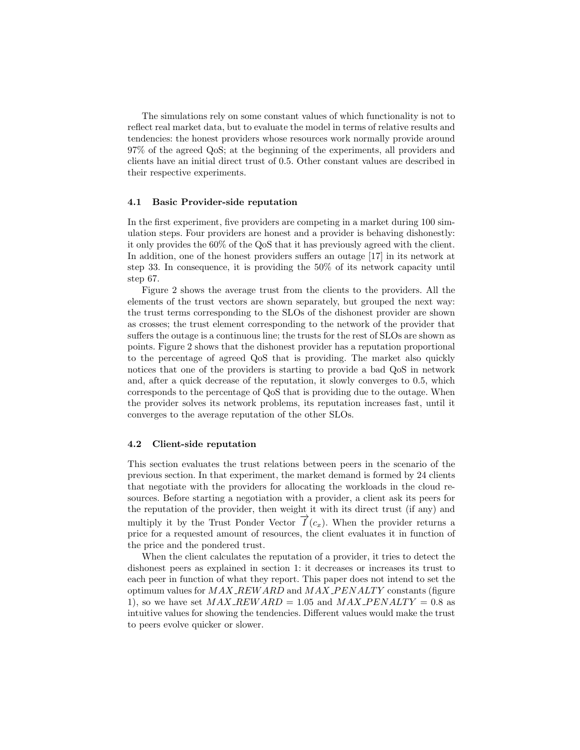The simulations rely on some constant values of which functionality is not to reflect real market data, but to evaluate the model in terms of relative results and tendencies: the honest providers whose resources work normally provide around 97% of the agreed QoS; at the beginning of the experiments, all providers and clients have an initial direct trust of 0.5. Other constant values are described in their respective experiments.

### 4.1 Basic Provider-side reputation

In the first experiment, five providers are competing in a market during 100 simulation steps. Four providers are honest and a provider is behaving dishonestly: it only provides the 60% of the QoS that it has previously agreed with the client. In addition, one of the honest providers suffers an outage [17] in its network at step 33. In consequence, it is providing the 50% of its network capacity until step 67.

Figure 2 shows the average trust from the clients to the providers. All the elements of the trust vectors are shown separately, but grouped the next way: the trust terms corresponding to the SLOs of the dishonest provider are shown as crosses; the trust element corresponding to the network of the provider that suffers the outage is a continuous line; the trusts for the rest of SLOs are shown as points. Figure 2 shows that the dishonest provider has a reputation proportional to the percentage of agreed QoS that is providing. The market also quickly notices that one of the providers is starting to provide a bad QoS in network and, after a quick decrease of the reputation, it slowly converges to 0.5, which corresponds to the percentage of QoS that is providing due to the outage. When the provider solves its network problems, its reputation increases fast, until it converges to the average reputation of the other SLOs.

### 4.2 Client-side reputation

This section evaluates the trust relations between peers in the scenario of the previous section. In that experiment, the market demand is formed by 24 clients that negotiate with the providers for allocating the workloads in the cloud resources. Before starting a negotiation with a provider, a client ask its peers for the reputation of the provider, then weight it with its direct trust (if any) and multiply it by the Trust Ponder Vector $\overrightarrow{I}(c_x)$. When the provider returns a price for a requested amount of resources, the client evaluates it in function of the price and the pondered trust.

When the client calculates the reputation of a provider, it tries to detect the dishonest peers as explained in section 1: it decreases or increases its trust to each peer in function of what they report. This paper does not intend to set the optimum values for $MAX\_REWARD$ and $MAX\_PENALTY$ constants (figure 1), so we have set $MAX\_REWARD = 1.05$ and $MAX\_PENALTY = 0.8$ as intuitive values for showing the tendencies. Different values would make the trust to peers evolve quicker or slower.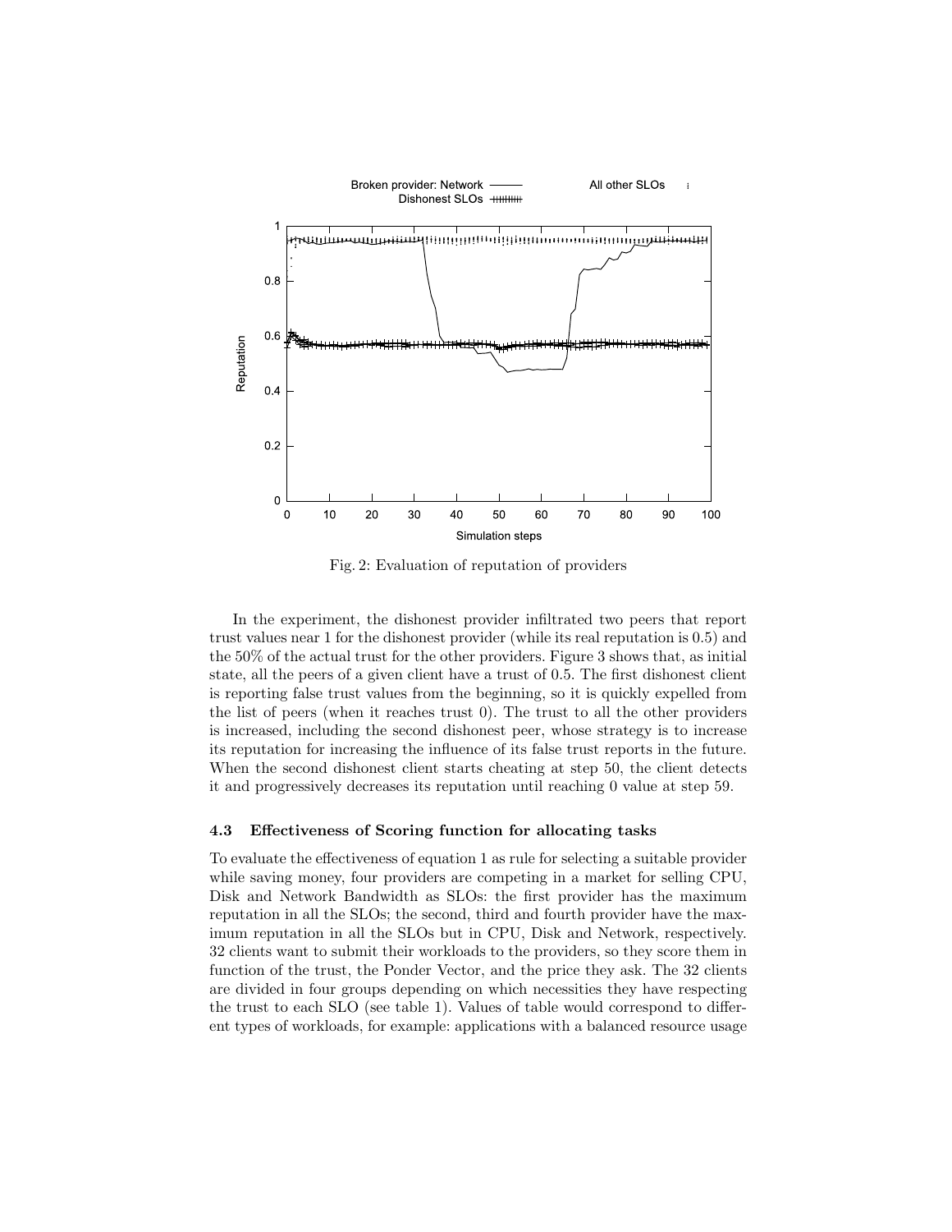Fig. 2: Evaluation of reputation of providers

In the experiment, the dishonest provider infiltrated two peers that report trust values near 1 for the dishonest provider (while its real reputation is 0.5) and the 50% of the actual trust for the other providers. Figure 3 shows that, as initial state, all the peers of a given client have a trust of 0.5. The first dishonest client is reporting false trust values from the beginning, so it is quickly expelled from the list of peers (when it reaches trust 0). The trust to all the other providers is increased, including the second dishonest peer, whose strategy is to increase its reputation for increasing the influence of its false trust reports in the future. When the second dishonest client starts cheating at step 50, the client detects it and progressively decreases its reputation until reaching 0 value at step 59.

### 4.3 Effectiveness of Scoring function for allocating tasks

To evaluate the effectiveness of equation 1 as rule for selecting a suitable provider while saving money, four providers are competing in a market for selling CPU, Disk and Network Bandwidth as SLOs: the first provider has the maximum reputation in all the SLOs; the second, third and fourth provider have the maximum reputation in all the SLOs but in CPU, Disk and Network, respectively. 32 clients want to submit their workloads to the providers, so they score them in function of the trust, the Ponder Vector, and the price they ask. The 32 clients are divided in four groups depending on which necessities they have respecting the trust to each SLO (see table 1). Values of table would correspond to different types of workloads, for example: applications with a balanced resource usage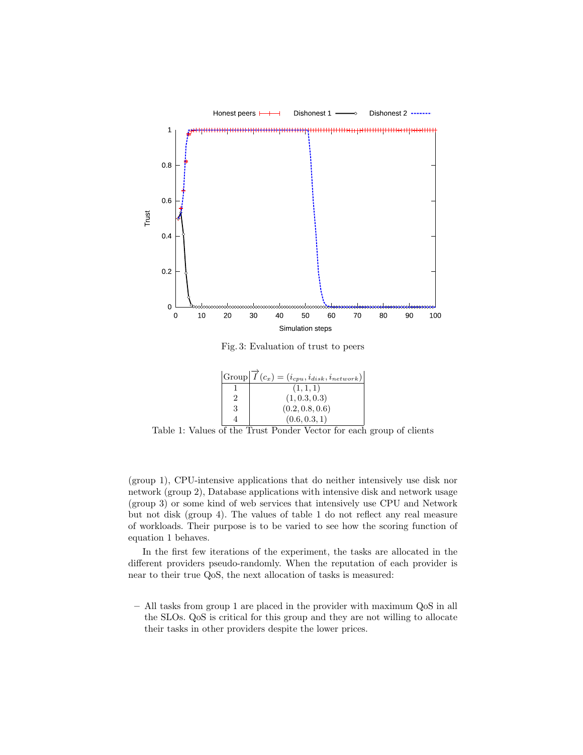Honest peers

Dishonest 1

Dishonest 2

Trust

Simulation steps

1

0.8

0.6

0.4

0.2

0

0 10 20 30 40 50 60 70 80 90 100

Fig. 3: Evaluation of trust to peers

| Group | $\overrightarrow{I}(c_x) = (i_{cpu}, i_{disk}, i_{network})$ |
|---|---|
| 1 | $(1, 1, 1)$ |
| 2 | $(1, 0.3, 0.3)$ |
| 3 | $(0.2, 0.8, 0.6)$ |
| 4 | $(0.6, 0.3, 1)$ |

Table 1: Values of the Trust Ponder Vector for each group of clients

(group 1), CPU-intensive applications that do neither intensively use disk nor network (group 2), Database applications with intensive disk and network usage (group 3) or some kind of web services that intensively use CPU and Network but not disk (group 4). The values of table 1 do not reflect any real measure of workloads. Their purpose is to be varied to see how the scoring function of equation 1 behaves.

In the first few iterations of the experiment, the tasks are allocated in the different providers pseudo-randomly. When the reputation of each provider is near to their true QoS, the next allocation of tasks is measured:

- All tasks from group 1 are placed in the provider with maximum QoS in all the SLOs. QoS is critical for this group and they are not willing to allocate their tasks in other providers despite the lower prices.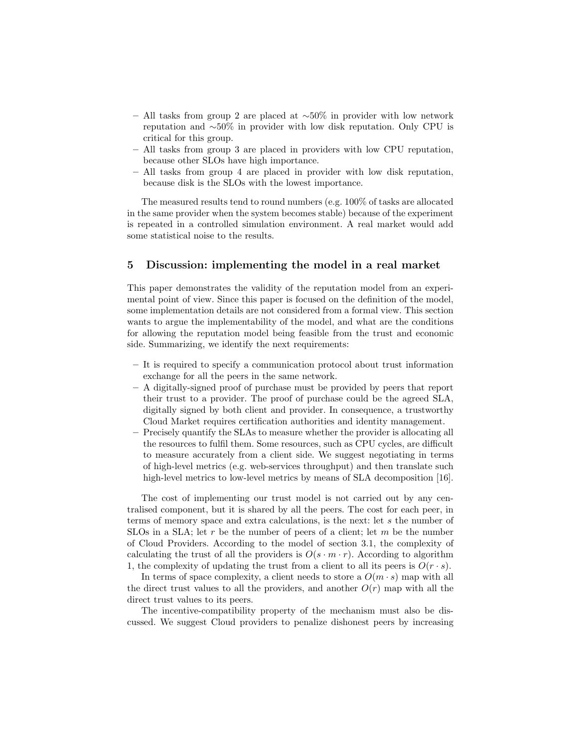- All tasks from group 2 are placed at ∼50% in provider with low network reputation and ∼50% in provider with low disk reputation. Only CPU is critical for this group.
- All tasks from group 3 are placed in providers with low CPU reputation, because other SLOs have high importance.
- All tasks from group 4 are placed in provider with low disk reputation, because disk is the SLOs with the lowest importance.

The measured results tend to round numbers (e.g. 100% of tasks are allocated in the same provider when the system becomes stable) because of the experiment is repeated in a controlled simulation environment. A real market would add some statistical noise to the results.

## 5 Discussion: implementing the model in a real market

This paper demonstrates the validity of the reputation model from an experimental point of view. Since this paper is focused on the definition of the model, some implementation details are not considered from a formal view. This section wants to argue the implementability of the model, and what are the conditions for allowing the reputation model being feasible from the trust and economic side. Summarizing, we identify the next requirements:

- It is required to specify a communication protocol about trust information exchange for all the peers in the same network.
- A digitally-signed proof of purchase must be provided by peers that report their trust to a provider. The proof of purchase could be the agreed SLA, digitally signed by both client and provider. In consequence, a trustworthy Cloud Market requires certification authorities and identity management.
- Precisely quantify the SLAs to measure whether the provider is allocating all the resources to fulfil them. Some resources, such as CPU cycles, are difficult to measure accurately from a client side. We suggest negotiating in terms of high-level metrics (e.g. web-services throughput) and then translate such high-level metrics to low-level metrics by means of SLA decomposition [16].

The cost of implementing our trust model is not carried out by any centralised component, but it is shared by all the peers. The cost for each peer, in terms of memory space and extra calculations, is the next: let $s$ the number of SLOs in a SLA; let $r$ be the number of peers of a client; let $m$ be the number of Cloud Providers. According to the model of section 3.1, the complexity of calculating the trust of all the providers is $O(s \cdot m \cdot r)$. According to algorithm 1, the complexity of updating the trust from a client to all its peers is $O(r \cdot s)$.

In terms of space complexity, a client needs to store a $O(m \cdot s)$ map with all the direct trust values to all the providers, and another $O(r)$ map with all the direct trust values to its peers.

The incentive-compatibility property of the mechanism must also be discussed. We suggest Cloud providers to penalize dishonest peers by increasing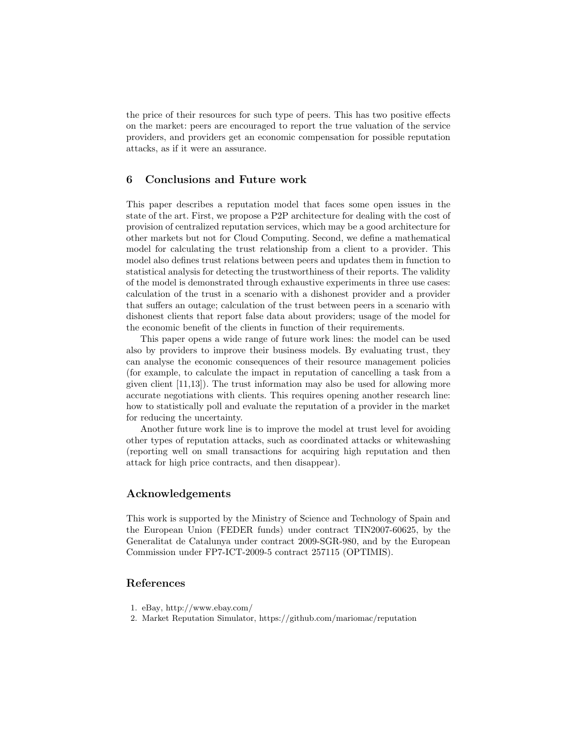the price of their resources for such type of peers. This has two positive effects on the market: peers are encouraged to report the true valuation of the service providers, and providers get an economic compensation for possible reputation attacks, as if it were an assurance.

## 6 Conclusions and Future work

This paper describes a reputation model that faces some open issues in the state of the art. First, we propose a P2P architecture for dealing with the cost of provision of centralized reputation services, which may be a good architecture for other markets but not for Cloud Computing. Second, we define a mathematical model for calculating the trust relationship from a client to a provider. This model also defines trust relations between peers and updates them in function to statistical analysis for detecting the trustworthiness of their reports. The validity of the model is demonstrated through exhaustive experiments in three use cases: calculation of the trust in a scenario with a dishonest provider and a provider that suffers an outage; calculation of the trust between peers in a scenario with dishonest clients that report false data about providers; usage of the model for the economic benefit of the clients in function of their requirements.

This paper opens a wide range of future work lines: the model can be used also by providers to improve their business models. By evaluating trust, they can analyse the economic consequences of their resource management policies (for example, to calculate the impact in reputation of cancelling a task from a given client [11,13]). The trust information may also be used for allowing more accurate negotiations with clients. This requires opening another research line: how to statistically poll and evaluate the reputation of a provider in the market for reducing the uncertainty.

Another future work line is to improve the model at trust level for avoiding other types of reputation attacks, such as coordinated attacks or whitewashing (reporting well on small transactions for acquiring high reputation and then attack for high price contracts, and then disappear).

## Acknowledgements

This work is supported by the Ministry of Science and Technology of Spain and the European Union (FEDER funds) under contract TIN2007-60625, by the Generalitat de Catalunya under contract 2009-SGR-980, and by the European Commission under FP7-ICT-2009-5 contract 257115 (OPTIMIS).

## References

1. eBay, http://www.ebay.com/
2. Market Reputation Simulator, https://github.com/mariomac/reputation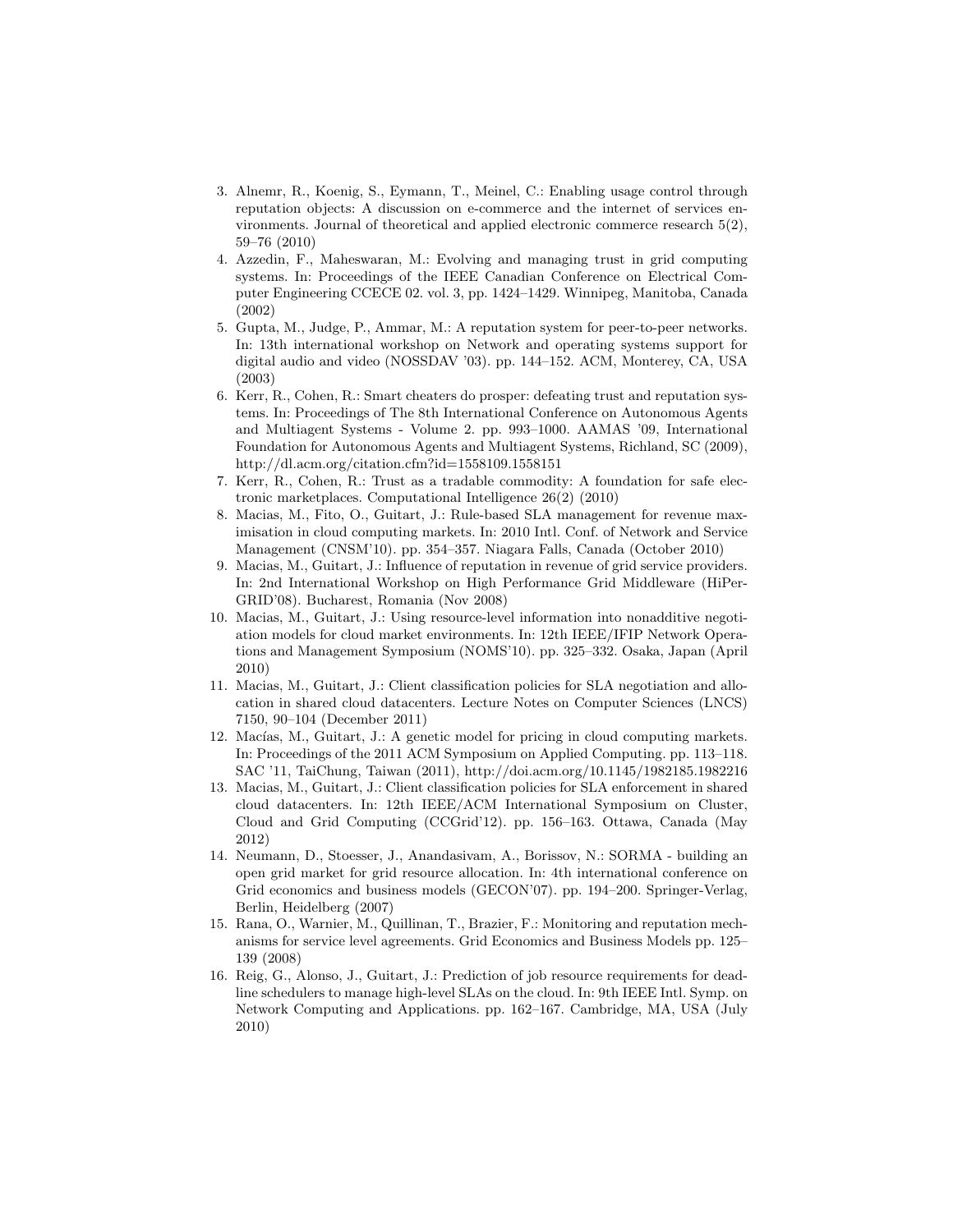3. Alnemr, R., Koenig, S., Eymann, T., Meinel, C.: Enabling usage control through reputation objects: A discussion on e-commerce and the internet of services environments. Journal of theoretical and applied electronic commerce research 5(2), 59–76 (2010)
4. Azzedin, F., Maheswaran, M.: Evolving and managing trust in grid computing systems. In: Proceedings of the IEEE Canadian Conference on Electrical Computer Engineering CCECE 02. vol. 3, pp. 1424–1429. Winnipeg, Manitoba, Canada (2002)
5. Gupta, M., Judge, P., Ammar, M.: A reputation system for peer-to-peer networks. In: 13th international workshop on Network and operating systems support for digital audio and video (NOSSDAV '03). pp. 144–152. ACM, Monterey, CA, USA (2003)
6. Kerr, R., Cohen, R.: Smart cheaters do prosper: defeating trust and reputation systems. In: Proceedings of The 8th International Conference on Autonomous Agents and Multiagent Systems - Volume 2. pp. 993–1000. AAMAS '09, International Foundation for Autonomous Agents and Multiagent Systems, Richland, SC (2009), http://dl.acm.org/citation.cfm?id=1558109.1558151
7. Kerr, R., Cohen, R.: Trust as a tradable commodity: A foundation for safe electronic marketplaces. Computational Intelligence 26(2) (2010)
8. Macias, M., Fito, O., Guitart, J.: Rule-based SLA management for revenue maximisation in cloud computing markets. In: 2010 Intl. Conf. of Network and Service Management (CNSM'10). pp. 354–357. Niagara Falls, Canada (October 2010)
9. Macias, M., Guitart, J.: Influence of reputation in revenue of grid service providers. In: 2nd International Workshop on High Performance Grid Middleware (HiPerGRID'08). Bucharest, Romania (Nov 2008)
10. Macias, M., Guitart, J.: Using resource-level information into nonadditive negotiation models for cloud market environments. In: 12th IEEE/IFIP Network Operations and Management Symposium (NOMS'10). pp. 325–332. Osaka, Japan (April 2010)
11. Macias, M., Guitart, J.: Client classification policies for SLA negotiation and allocation in shared cloud datacenters. Lecture Notes on Computer Sciences (LNCS) 7150, 90–104 (December 2011)
12. Macías, M., Guitart, J.: A genetic model for pricing in cloud computing markets. In: Proceedings of the 2011 ACM Symposium on Applied Computing. pp. 113–118. SAC '11, TaiChung, Taiwan (2011), http://doi.acm.org/10.1145/1982185.1982216
13. Macias, M., Guitart, J.: Client classification policies for SLA enforcement in shared cloud datacenters. In: 12th IEEE/ACM International Symposium on Cluster, Cloud and Grid Computing (CCGrid'12). pp. 156–163. Ottawa, Canada (May 2012)
14. Neumann, D., Stoesser, J., Anandasivam, A., Borissov, N.: SORMA - building an open grid market for grid resource allocation. In: 4th international conference on Grid economics and business models (GECON'07). pp. 194–200. Springer-Verlag, Berlin, Heidelberg (2007)
15. Rana, O., Warnier, M., Quillinan, T., Brazier, F.: Monitoring and reputation mechanisms for service level agreements. Grid Economics and Business Models pp. 125–139 (2008)
16. Reig, G., Alonso, J., Guitart, J.: Prediction of job resource requirements for deadline schedulers to manage high-level SLAs on the cloud. In: 9th IEEE Intl. Symp. on Network Computing and Applications. pp. 162–167. Cambridge, MA, USA (July 2010)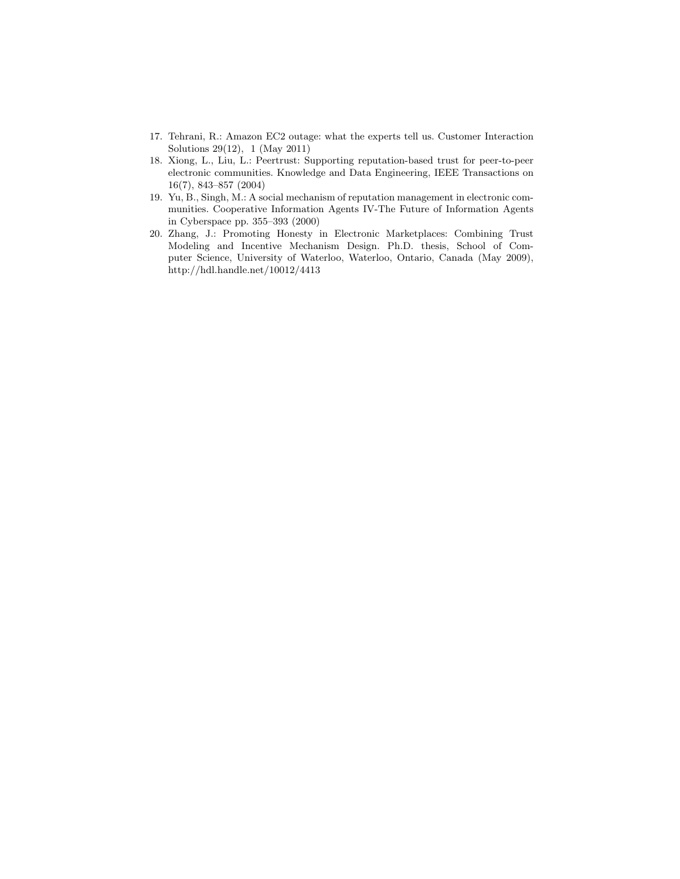17. Tehrani, R.: Amazon EC2 outage: what the experts tell us. Customer Interaction Solutions 29(12), 1 (May 2011)
18. Xiong, L., Liu, L.: Peertrust: Supporting reputation-based trust for peer-to-peer electronic communities. Knowledge and Data Engineering, IEEE Transactions on 16(7), 843–857 (2004)
19. Yu, B., Singh, M.: A social mechanism of reputation management in electronic communities. Cooperative Information Agents IV-The Future of Information Agents in Cyberspace pp. 355–393 (2000)
20. Zhang, J.: Promoting Honesty in Electronic Marketplaces: Combining Trust Modeling and Incentive Mechanism Design. Ph.D. thesis, School of Computer Science, University of Waterloo, Waterloo, Ontario, Canada (May 2009), http://hdl.handle.net/10012/4413